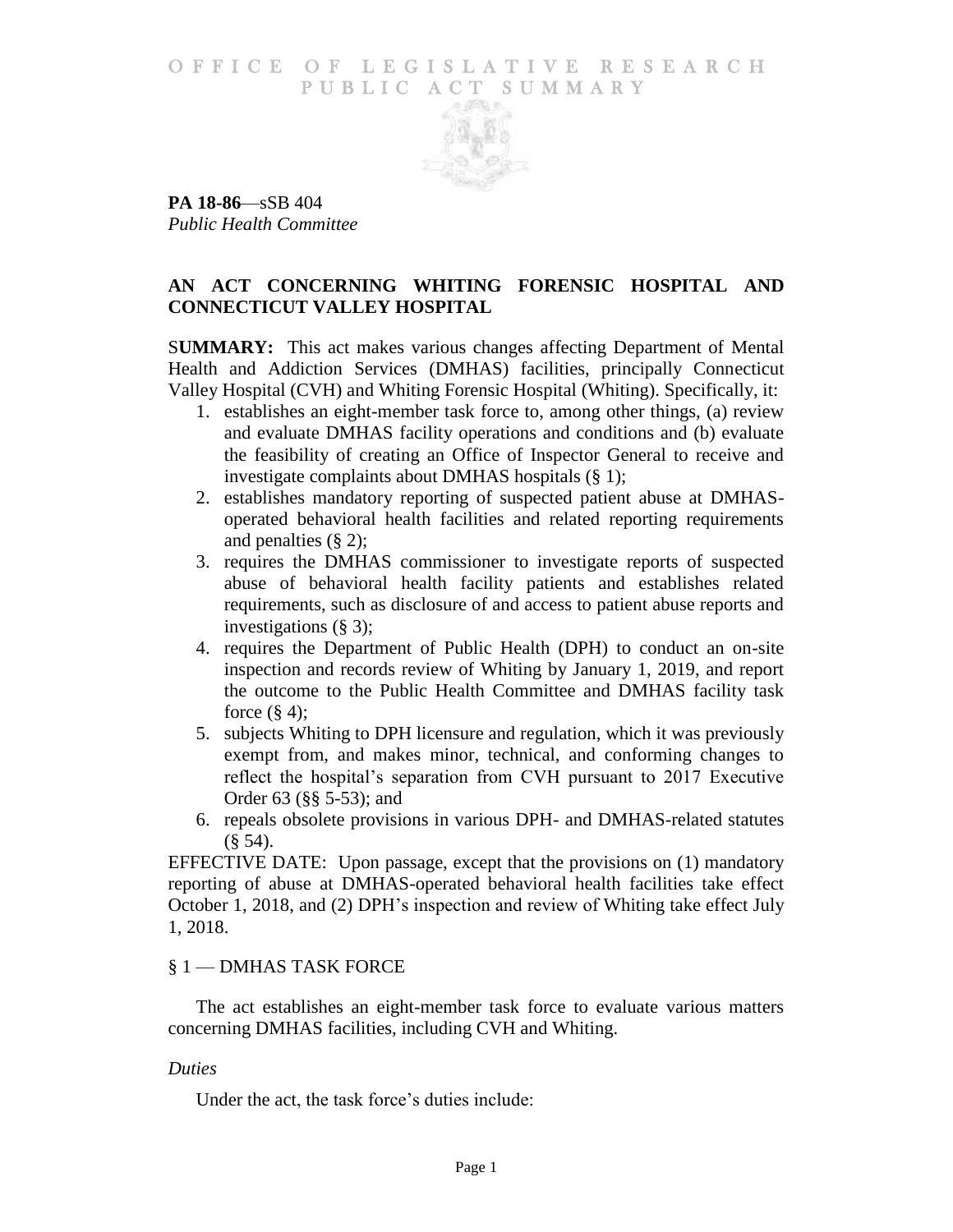OFFICE OF LEGISLATIVE RESEARCH
PUBLIC ACT SUMMARY

**PA 18-86**—sSB 404
*Public Health Committee*

## AN ACT CONCERNING WHITING FORENSIC HOSPITAL AND CONNECTICUT VALLEY HOSPITAL

**SUMMARY:** This act makes various changes affecting Department of Mental Health and Addiction Services (DMHAS) facilities, principally Connecticut Valley Hospital (CVH) and Whiting Forensic Hospital (Whiting). Specifically, it:

1. establishes an eight-member task force to, among other things, (a) review and evaluate DMHAS facility operations and conditions and (b) evaluate the feasibility of creating an Office of Inspector General to receive and investigate complaints about DMHAS hospitals (§ 1);
2. establishes mandatory reporting of suspected patient abuse at DMHAS-operated behavioral health facilities and related reporting requirements and penalties (§ 2);
3. requires the DMHAS commissioner to investigate reports of suspected abuse of behavioral health facility patients and establishes related requirements, such as disclosure of and access to patient abuse reports and investigations (§ 3);
4. requires the Department of Public Health (DPH) to conduct an on-site inspection and records review of Whiting by January 1, 2019, and report the outcome to the Public Health Committee and DMHAS facility task force (§ 4);
5. subjects Whiting to DPH licensure and regulation, which it was previously exempt from, and makes minor, technical, and conforming changes to reflect the hospital's separation from CVH pursuant to 2017 Executive Order 63 (§§ 5-53); and
6. repeals obsolete provisions in various DPH- and DMHAS-related statutes (§ 54).

EFFECTIVE DATE: Upon passage, except that the provisions on (1) mandatory reporting of abuse at DMHAS-operated behavioral health facilities take effect October 1, 2018, and (2) DPH's inspection and review of Whiting take effect July 1, 2018.

### § 1 — DMHAS TASK FORCE

The act establishes an eight-member task force to evaluate various matters concerning DMHAS facilities, including CVH and Whiting.

*Duties*

Under the act, the task force's duties include: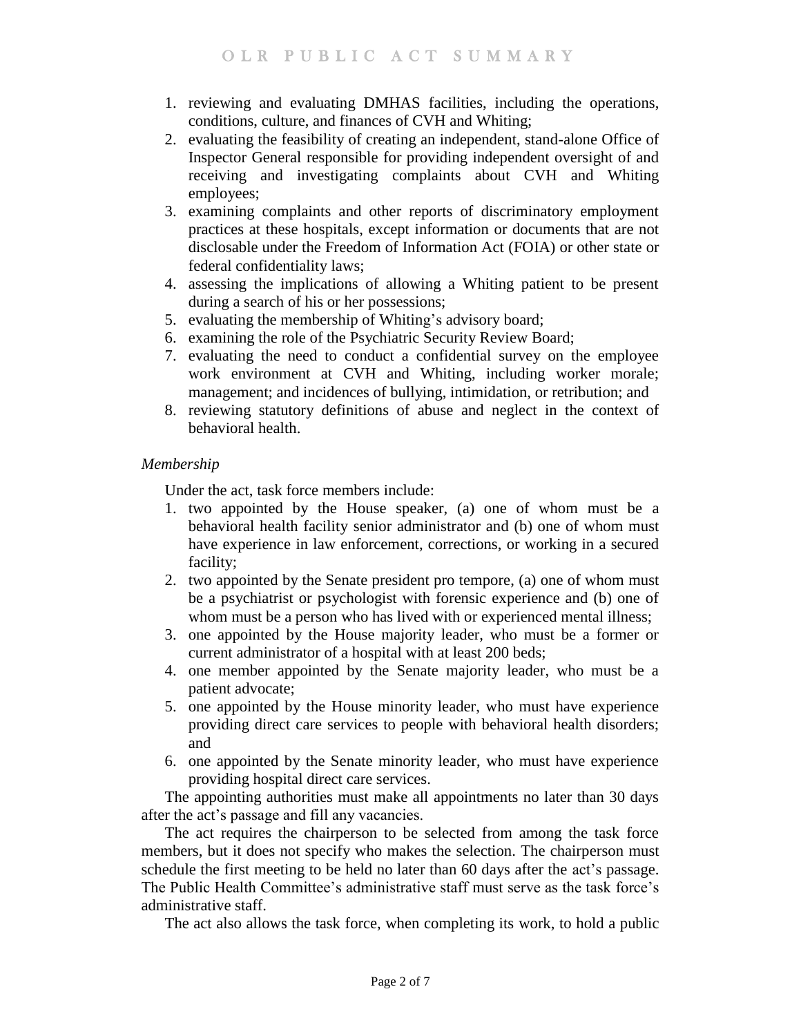1. reviewing and evaluating DMHAS facilities, including the operations, conditions, culture, and finances of CVH and Whiting;
2. evaluating the feasibility of creating an independent, stand-alone Office of Inspector General responsible for providing independent oversight of and receiving and investigating complaints about CVH and Whiting employees;
3. examining complaints and other reports of discriminatory employment practices at these hospitals, except information or documents that are not disclosable under the Freedom of Information Act (FOIA) or other state or federal confidentiality laws;
4. assessing the implications of allowing a Whiting patient to be present during a search of his or her possessions;
5. evaluating the membership of Whiting's advisory board;
6. examining the role of the Psychiatric Security Review Board;
7. evaluating the need to conduct a confidential survey on the employee work environment at CVH and Whiting, including worker morale; management; and incidences of bullying, intimidation, or retribution; and
8. reviewing statutory definitions of abuse and neglect in the context of behavioral health.

*Membership*

Under the act, task force members include:

1. two appointed by the House speaker, (a) one of whom must be a behavioral health facility senior administrator and (b) one of whom must have experience in law enforcement, corrections, or working in a secured facility;
2. two appointed by the Senate president pro tempore, (a) one of whom must be a psychiatrist or psychologist with forensic experience and (b) one of whom must be a person who has lived with or experienced mental illness;
3. one appointed by the House majority leader, who must be a former or current administrator of a hospital with at least 200 beds;
4. one member appointed by the Senate majority leader, who must be a patient advocate;
5. one appointed by the House minority leader, who must have experience providing direct care services to people with behavioral health disorders; and
6. one appointed by the Senate minority leader, who must have experience providing hospital direct care services.

The appointing authorities must make all appointments no later than 30 days after the act's passage and fill any vacancies.

The act requires the chairperson to be selected from among the task force members, but it does not specify who makes the selection. The chairperson must schedule the first meeting to be held no later than 60 days after the act's passage. The Public Health Committee's administrative staff must serve as the task force's administrative staff.

The act also allows the task force, when completing its work, to hold a public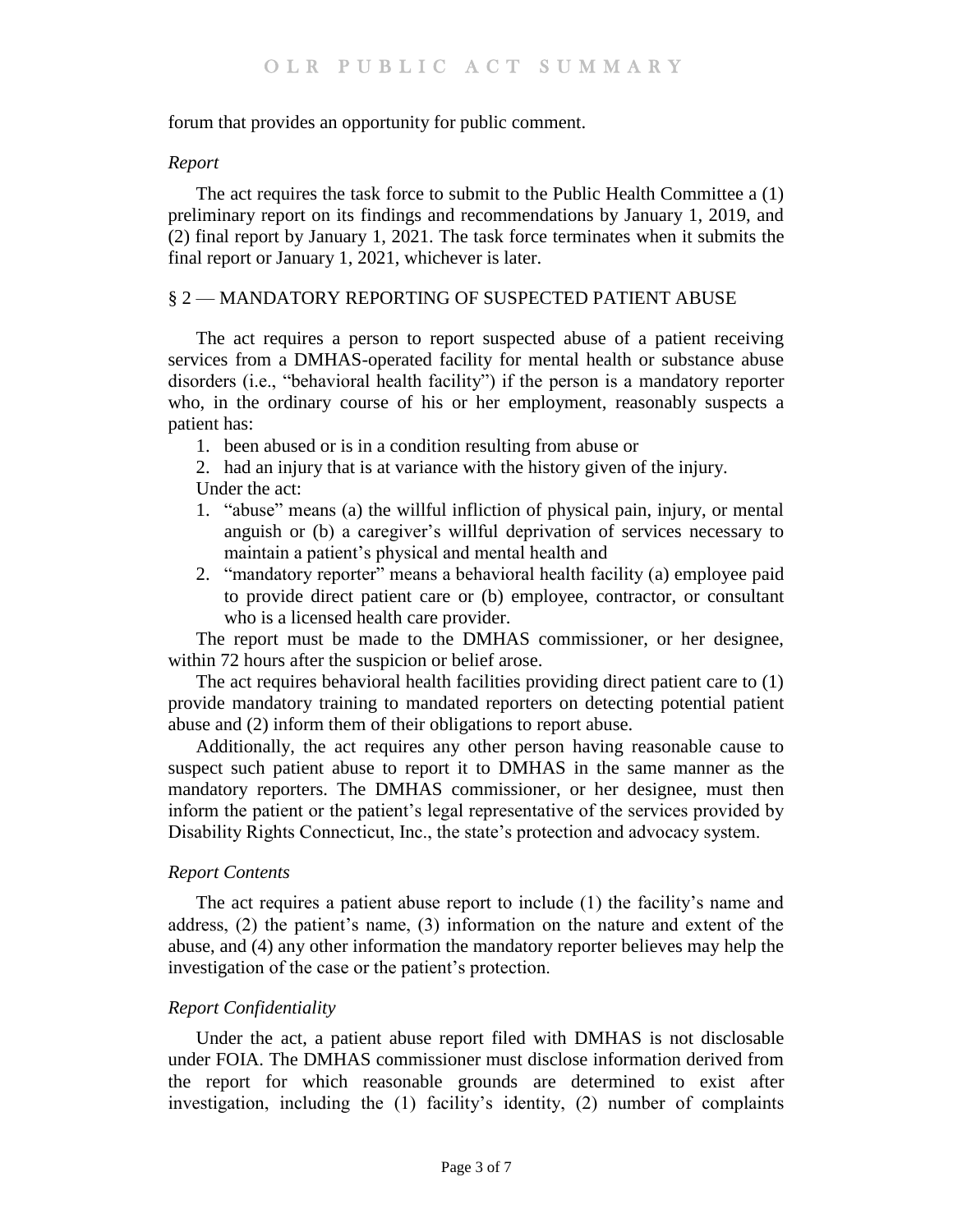forum that provides an opportunity for public comment.

*Report*

The act requires the task force to submit to the Public Health Committee a (1) preliminary report on its findings and recommendations by January 1, 2019, and (2) final report by January 1, 2021. The task force terminates when it submits the final report or January 1, 2021, whichever is later.

## § 2 — MANDATORY REPORTING OF SUSPECTED PATIENT ABUSE

The act requires a person to report suspected abuse of a patient receiving services from a DMHAS-operated facility for mental health or substance abuse disorders (i.e., "behavioral health facility") if the person is a mandatory reporter who, in the ordinary course of his or her employment, reasonably suspects a patient has:

1. been abused or is in a condition resulting from abuse or
2. had an injury that is at variance with the history given of the injury.

Under the act:

1. "abuse" means (a) the willful infliction of physical pain, injury, or mental anguish or (b) a caregiver's willful deprivation of services necessary to maintain a patient's physical and mental health and
2. "mandatory reporter" means a behavioral health facility (a) employee paid to provide direct patient care or (b) employee, contractor, or consultant who is a licensed health care provider.

The report must be made to the DMHAS commissioner, or her designee, within 72 hours after the suspicion or belief arose.

The act requires behavioral health facilities providing direct patient care to (1) provide mandatory training to mandated reporters on detecting potential patient abuse and (2) inform them of their obligations to report abuse.

Additionally, the act requires any other person having reasonable cause to suspect such patient abuse to report it to DMHAS in the same manner as the mandatory reporters. The DMHAS commissioner, or her designee, must then inform the patient or the patient's legal representative of the services provided by Disability Rights Connecticut, Inc., the state's protection and advocacy system.

*Report Contents*

The act requires a patient abuse report to include (1) the facility's name and address, (2) the patient's name, (3) information on the nature and extent of the abuse, and (4) any other information the mandatory reporter believes may help the investigation of the case or the patient's protection.

*Report Confidentiality*

Under the act, a patient abuse report filed with DMHAS is not disclosable under FOIA. The DMHAS commissioner must disclose information derived from the report for which reasonable grounds are determined to exist after investigation, including the (1) facility's identity, (2) number of complaints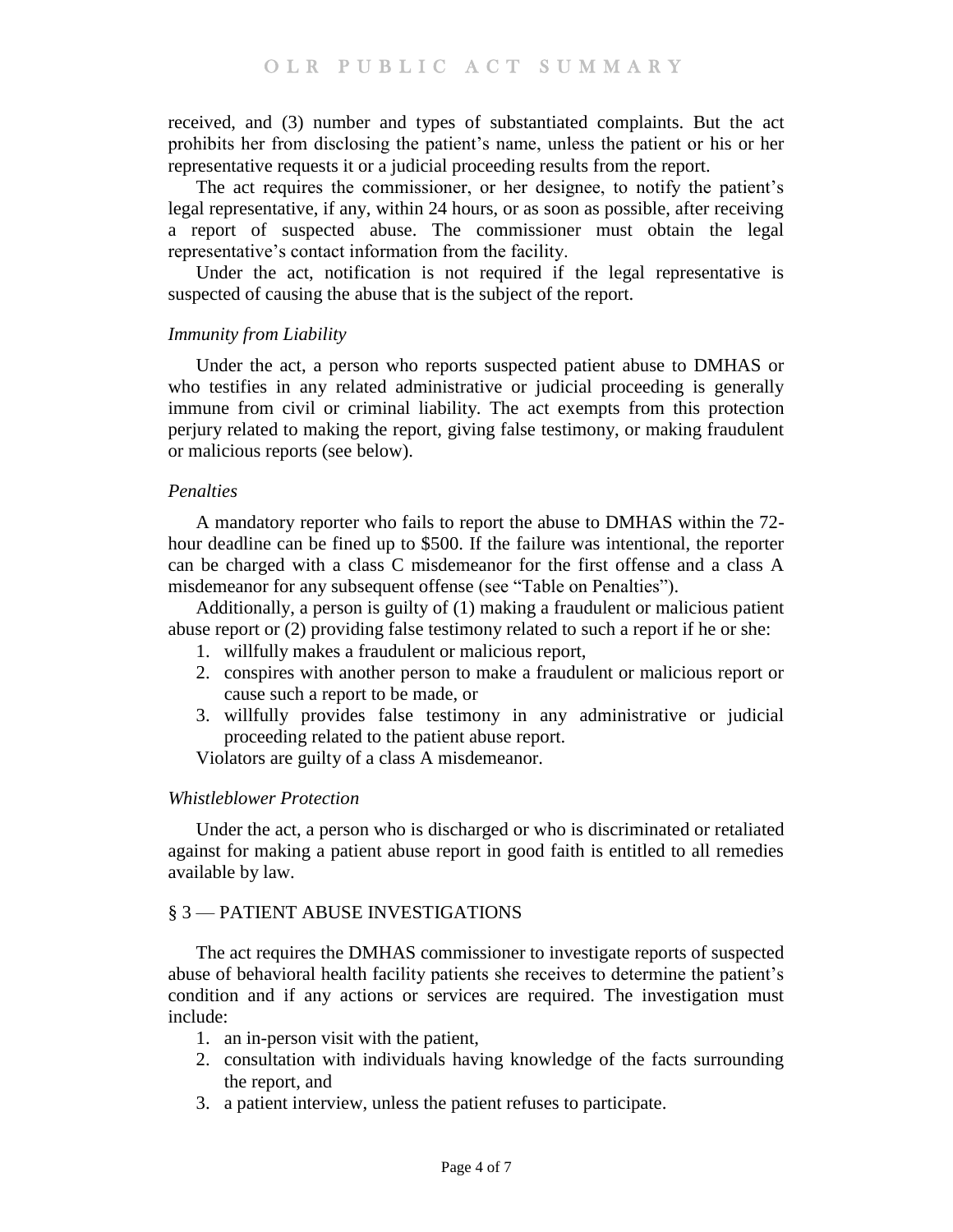received, and (3) number and types of substantiated complaints. But the act prohibits her from disclosing the patient's name, unless the patient or his or her representative requests it or a judicial proceeding results from the report.

The act requires the commissioner, or her designee, to notify the patient's legal representative, if any, within 24 hours, or as soon as possible, after receiving a report of suspected abuse. The commissioner must obtain the legal representative's contact information from the facility.

Under the act, notification is not required if the legal representative is suspected of causing the abuse that is the subject of the report.

### *Immunity from Liability*

Under the act, a person who reports suspected patient abuse to DMHAS or who testifies in any related administrative or judicial proceeding is generally immune from civil or criminal liability. The act exempts from this protection perjury related to making the report, giving false testimony, or making fraudulent or malicious reports (see below).

### *Penalties*

A mandatory reporter who fails to report the abuse to DMHAS within the 72-hour deadline can be fined up to $500. If the failure was intentional, the reporter can be charged with a class C misdemeanor for the first offense and a class A misdemeanor for any subsequent offense (see "Table on Penalties").

Additionally, a person is guilty of (1) making a fraudulent or malicious patient abuse report or (2) providing false testimony related to such a report if he or she:

1. willfully makes a fraudulent or malicious report,
2. conspires with another person to make a fraudulent or malicious report or cause such a report to be made, or
3. willfully provides false testimony in any administrative or judicial proceeding related to the patient abuse report.

Violators are guilty of a class A misdemeanor.

### *Whistleblower Protection*

Under the act, a person who is discharged or who is discriminated or retaliated against for making a patient abuse report in good faith is entitled to all remedies available by law.

## § 3 — PATIENT ABUSE INVESTIGATIONS

The act requires the DMHAS commissioner to investigate reports of suspected abuse of behavioral health facility patients she receives to determine the patient's condition and if any actions or services are required. The investigation must include:

1. an in-person visit with the patient,
2. consultation with individuals having knowledge of the facts surrounding the report, and
3. a patient interview, unless the patient refuses to participate.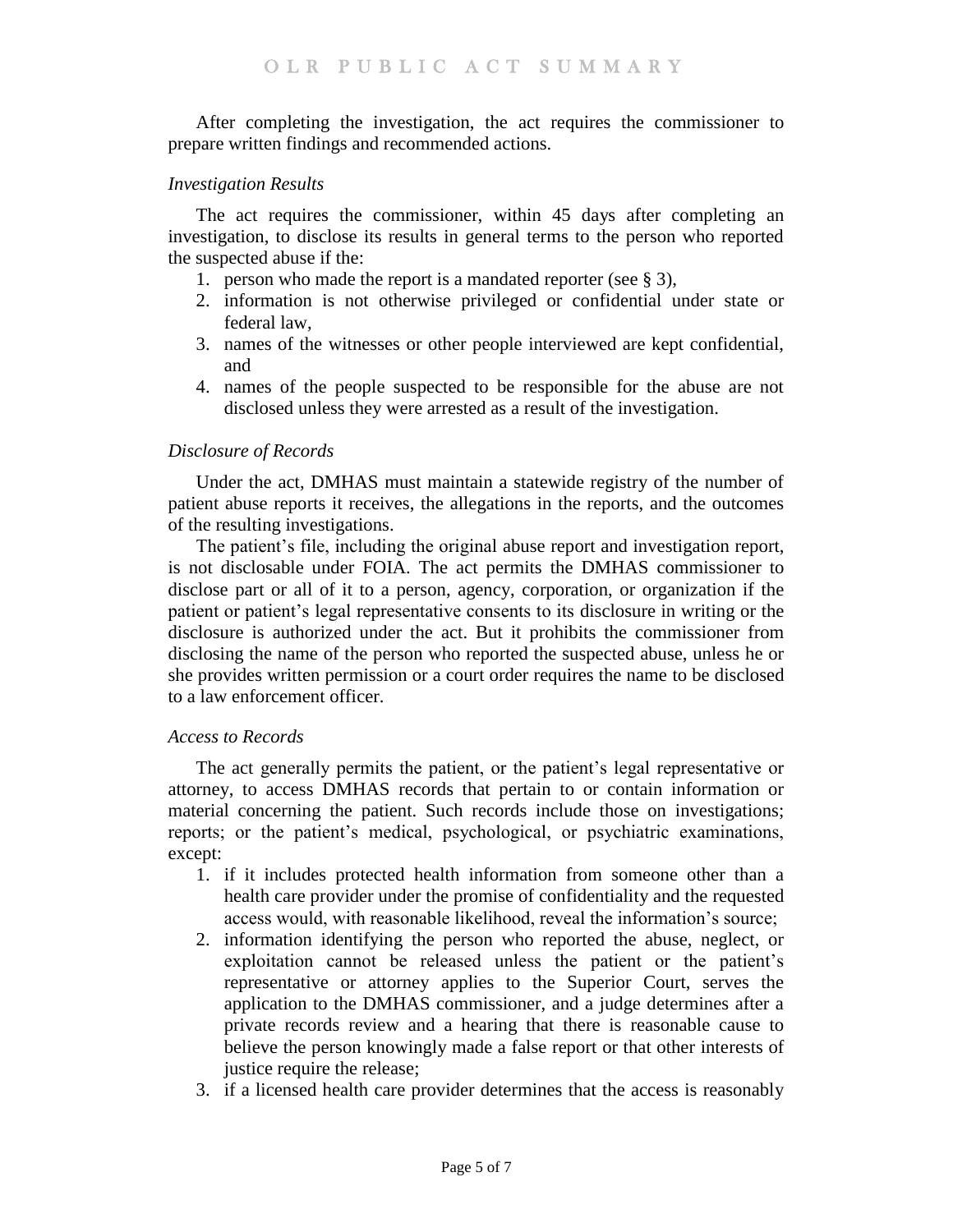After completing the investigation, the act requires the commissioner to prepare written findings and recommended actions.

*Investigation Results*

The act requires the commissioner, within 45 days after completing an investigation, to disclose its results in general terms to the person who reported the suspected abuse if the:

1. person who made the report is a mandated reporter (see § 3),
2. information is not otherwise privileged or confidential under state or federal law,
3. names of the witnesses or other people interviewed are kept confidential, and
4. names of the people suspected to be responsible for the abuse are not disclosed unless they were arrested as a result of the investigation.

*Disclosure of Records*

Under the act, DMHAS must maintain a statewide registry of the number of patient abuse reports it receives, the allegations in the reports, and the outcomes of the resulting investigations.

The patient's file, including the original abuse report and investigation report, is not disclosable under FOIA. The act permits the DMHAS commissioner to disclose part or all of it to a person, agency, corporation, or organization if the patient or patient's legal representative consents to its disclosure in writing or the disclosure is authorized under the act. But it prohibits the commissioner from disclosing the name of the person who reported the suspected abuse, unless he or she provides written permission or a court order requires the name to be disclosed to a law enforcement officer.

*Access to Records*

The act generally permits the patient, or the patient's legal representative or attorney, to access DMHAS records that pertain to or contain information or material concerning the patient. Such records include those on investigations; reports; or the patient's medical, psychological, or psychiatric examinations, except:

1. if it includes protected health information from someone other than a health care provider under the promise of confidentiality and the requested access would, with reasonable likelihood, reveal the information's source;
2. information identifying the person who reported the abuse, neglect, or exploitation cannot be released unless the patient or the patient's representative or attorney applies to the Superior Court, serves the application to the DMHAS commissioner, and a judge determines after a private records review and a hearing that there is reasonable cause to believe the person knowingly made a false report or that other interests of justice require the release;
3. if a licensed health care provider determines that the access is reasonably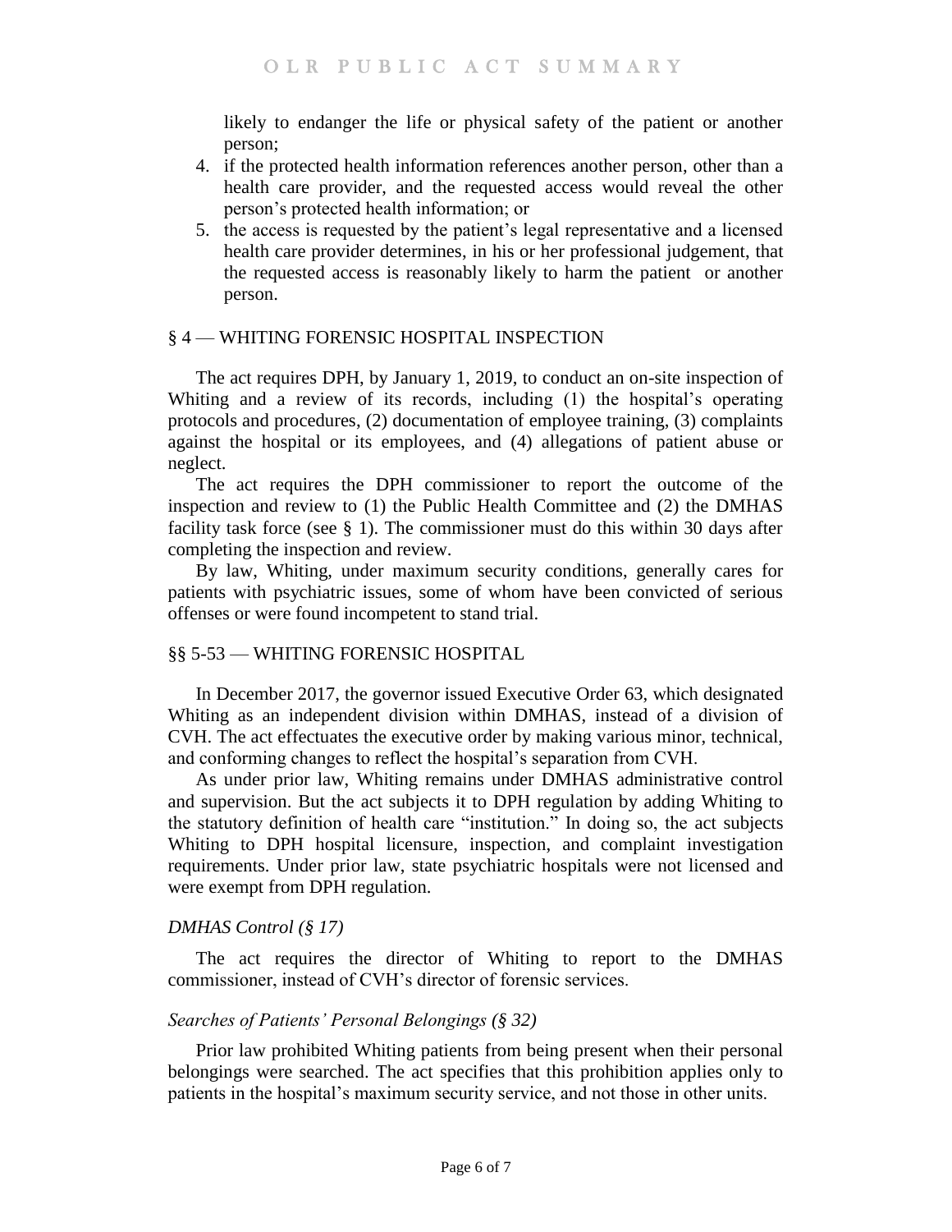likely to endanger the life or physical safety of the patient or another person;

4. if the protected health information references another person, other than a health care provider, and the requested access would reveal the other person's protected health information; or
5. the access is requested by the patient's legal representative and a licensed health care provider determines, in his or her professional judgement, that the requested access is reasonably likely to harm the patient or another person.

## § 4 — WHITING FORENSIC HOSPITAL INSPECTION

The act requires DPH, by January 1, 2019, to conduct an on-site inspection of Whiting and a review of its records, including (1) the hospital's operating protocols and procedures, (2) documentation of employee training, (3) complaints against the hospital or its employees, and (4) allegations of patient abuse or neglect.

The act requires the DPH commissioner to report the outcome of the inspection and review to (1) the Public Health Committee and (2) the DMHAS facility task force (see § 1). The commissioner must do this within 30 days after completing the inspection and review.

By law, Whiting, under maximum security conditions, generally cares for patients with psychiatric issues, some of whom have been convicted of serious offenses or were found incompetent to stand trial.

## §§ 5-53 — WHITING FORENSIC HOSPITAL

In December 2017, the governor issued Executive Order 63, which designated Whiting as an independent division within DMHAS, instead of a division of CVH. The act effectuates the executive order by making various minor, technical, and conforming changes to reflect the hospital's separation from CVH.

As under prior law, Whiting remains under DMHAS administrative control and supervision. But the act subjects it to DPH regulation by adding Whiting to the statutory definition of health care "institution." In doing so, the act subjects Whiting to DPH hospital licensure, inspection, and complaint investigation requirements. Under prior law, state psychiatric hospitals were not licensed and were exempt from DPH regulation.

### *DMHAS Control (§ 17)*

The act requires the director of Whiting to report to the DMHAS commissioner, instead of CVH's director of forensic services.

### *Searches of Patients' Personal Belongings (§ 32)*

Prior law prohibited Whiting patients from being present when their personal belongings were searched. The act specifies that this prohibition applies only to patients in the hospital's maximum security service, and not those in other units.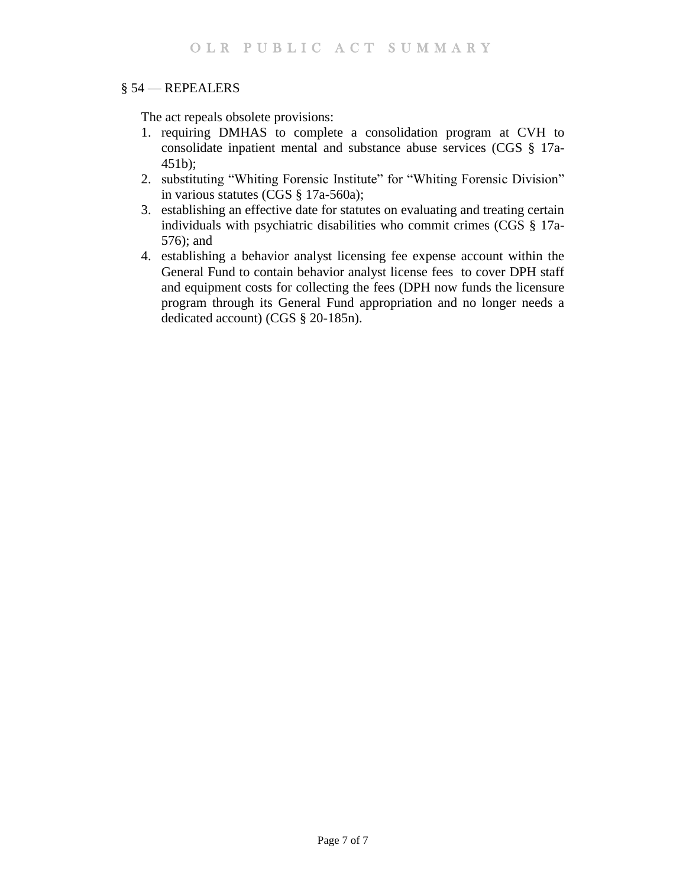## § 54 — REPEALERS

The act repeals obsolete provisions:

1. requiring DMHAS to complete a consolidation program at CVH to consolidate inpatient mental and substance abuse services (CGS § 17a-451b);
2. substituting "Whiting Forensic Institute" for "Whiting Forensic Division" in various statutes (CGS § 17a-560a);
3. establishing an effective date for statutes on evaluating and treating certain individuals with psychiatric disabilities who commit crimes (CGS § 17a-576); and
4. establishing a behavior analyst licensing fee expense account within the General Fund to contain behavior analyst license fees to cover DPH staff and equipment costs for collecting the fees (DPH now funds the licensure program through its General Fund appropriation and no longer needs a dedicated account) (CGS § 20-185n).